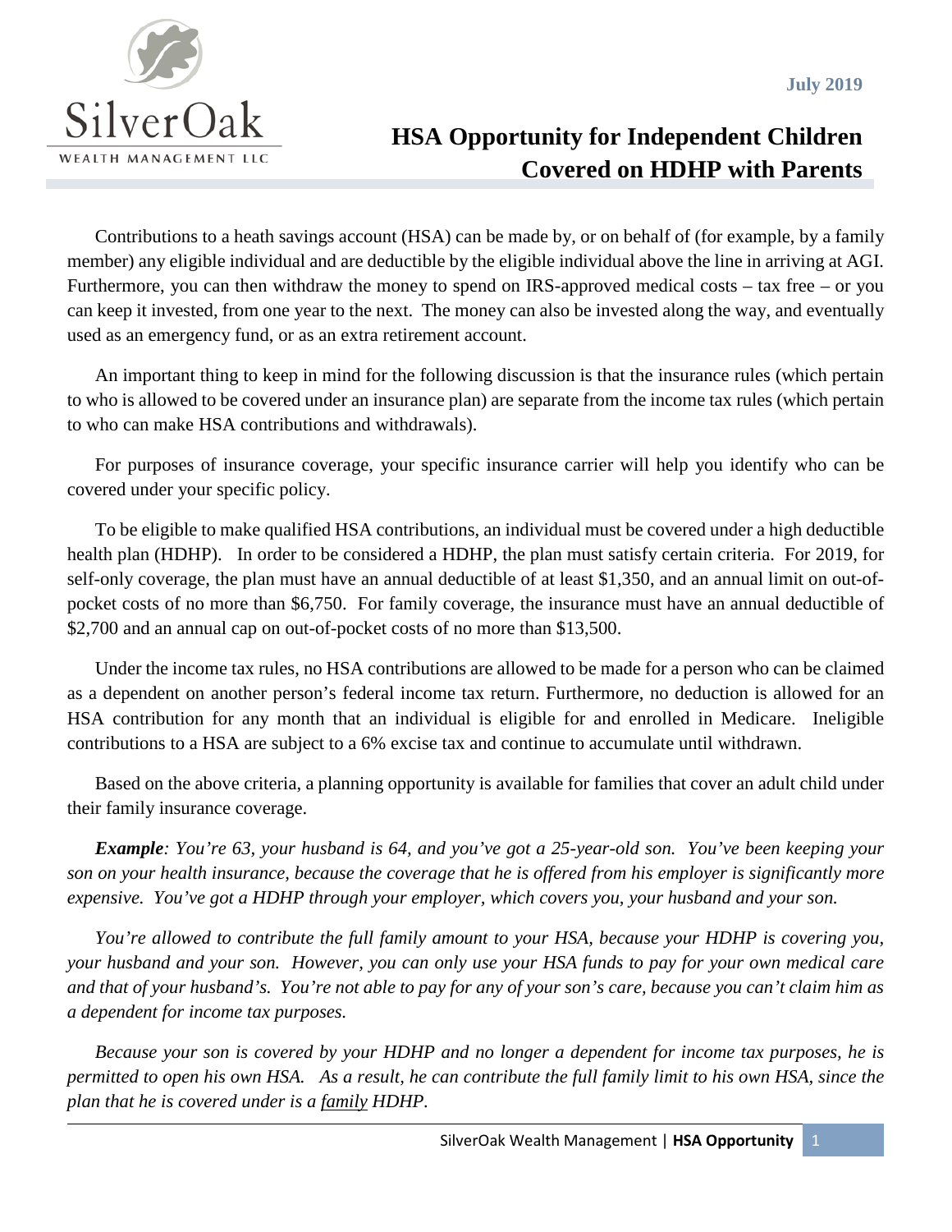SilverOak
WEALTH MANAGEMENT LLC

July 2019

# HSA Opportunity for Independent Children Covered on HDHP with Parents

Contributions to a heath savings account (HSA) can be made by, or on behalf of (for example, by a family member) any eligible individual and are deductible by the eligible individual above the line in arriving at AGI. Furthermore, you can then withdraw the money to spend on IRS-approved medical costs – tax free – or you can keep it invested, from one year to the next. The money can also be invested along the way, and eventually used as an emergency fund, or as an extra retirement account.

An important thing to keep in mind for the following discussion is that the insurance rules (which pertain to who is allowed to be covered under an insurance plan) are separate from the income tax rules (which pertain to who can make HSA contributions and withdrawals).

For purposes of insurance coverage, your specific insurance carrier will help you identify who can be covered under your specific policy.

To be eligible to make qualified HSA contributions, an individual must be covered under a high deductible health plan (HDHP). In order to be considered a HDHP, the plan must satisfy certain criteria. For 2019, for self-only coverage, the plan must have an annual deductible of at least $1,350, and an annual limit on out-of-pocket costs of no more than $6,750. For family coverage, the insurance must have an annual deductible of $2,700 and an annual cap on out-of-pocket costs of no more than $13,500.

Under the income tax rules, no HSA contributions are allowed to be made for a person who can be claimed as a dependent on another person's federal income tax return. Furthermore, no deduction is allowed for an HSA contribution for any month that an individual is eligible for and enrolled in Medicare. Ineligible contributions to a HSA are subject to a 6% excise tax and continue to accumulate until withdrawn.

Based on the above criteria, a planning opportunity is available for families that cover an adult child under their family insurance coverage.

***Example**: You're 63, your husband is 64, and you've got a 25-year-old son. You've been keeping your son on your health insurance, because the coverage that he is offered from his employer is significantly more expensive. You've got a HDHP through your employer, which covers you, your husband and your son.*

*You're allowed to contribute the full family amount to your HSA, because your HDHP is covering you, your husband and your son. However, you can only use your HSA funds to pay for your own medical care and that of your husband's. You're not able to pay for any of your son's care, because you can't claim him as a dependent for income tax purposes.*

*Because your son is covered by your HDHP and no longer a dependent for income tax purposes, he is permitted to open his own HSA. As a result, he can contribute the full family limit to his own HSA, since the plan that he is covered under is a <u>family</u> HDHP.*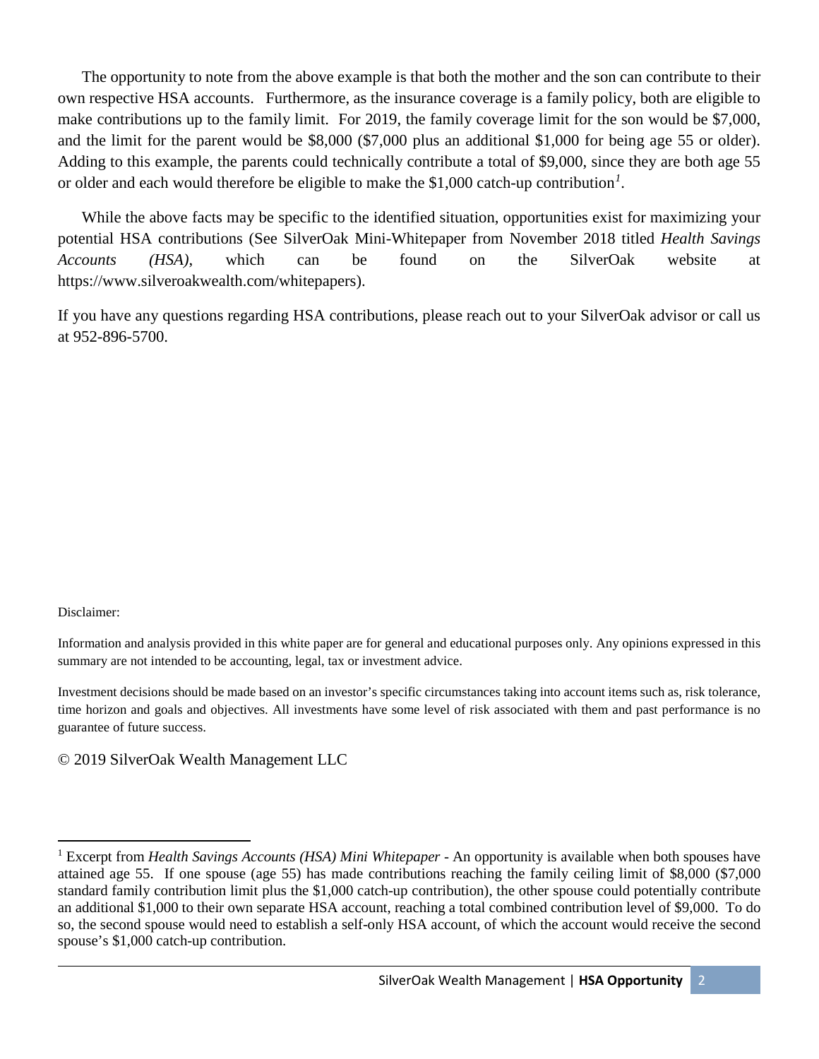The opportunity to note from the above example is that both the mother and the son can contribute to their own respective HSA accounts. Furthermore, as the insurance coverage is a family policy, both are eligible to make contributions up to the family limit. For 2019, the family coverage limit for the son would be \$7,000, and the limit for the parent would be \$8,000 (\$7,000 plus an additional \$1,000 for being age 55 or older). Adding to this example, the parents could technically contribute a total of \$9,000, since they are both age 55 or older and each would therefore be eligible to make the \$1,000 catch-up contribution[1].

While the above facts may be specific to the identified situation, opportunities exist for maximizing your potential HSA contributions (See SilverOak Mini-Whitepaper from November 2018 titled *Health Savings Accounts (HSA)*, which can be found on the SilverOak website at https://www.silveroakwealth.com/whitepapers).

If you have any questions regarding HSA contributions, please reach out to your SilverOak advisor or call us at 952-896-5700.

Disclaimer:

Information and analysis provided in this white paper are for general and educational purposes only. Any opinions expressed in this summary are not intended to be accounting, legal, tax or investment advice.

Investment decisions should be made based on an investor's specific circumstances taking into account items such as, risk tolerance, time horizon and goals and objectives. All investments have some level of risk associated with them and past performance is no guarantee of future success.

© 2019 SilverOak Wealth Management LLC

---

[1] Excerpt from *Health Savings Accounts (HSA) Mini Whitepaper* - An opportunity is available when both spouses have attained age 55. If one spouse (age 55) has made contributions reaching the family ceiling limit of \$8,000 (\$7,000 standard family contribution limit plus the \$1,000 catch-up contribution), the other spouse could potentially contribute an additional \$1,000 to their own separate HSA account, reaching a total combined contribution level of \$9,000. To do so, the second spouse would need to establish a self-only HSA account, of which the account would receive the second spouse's \$1,000 catch-up contribution.